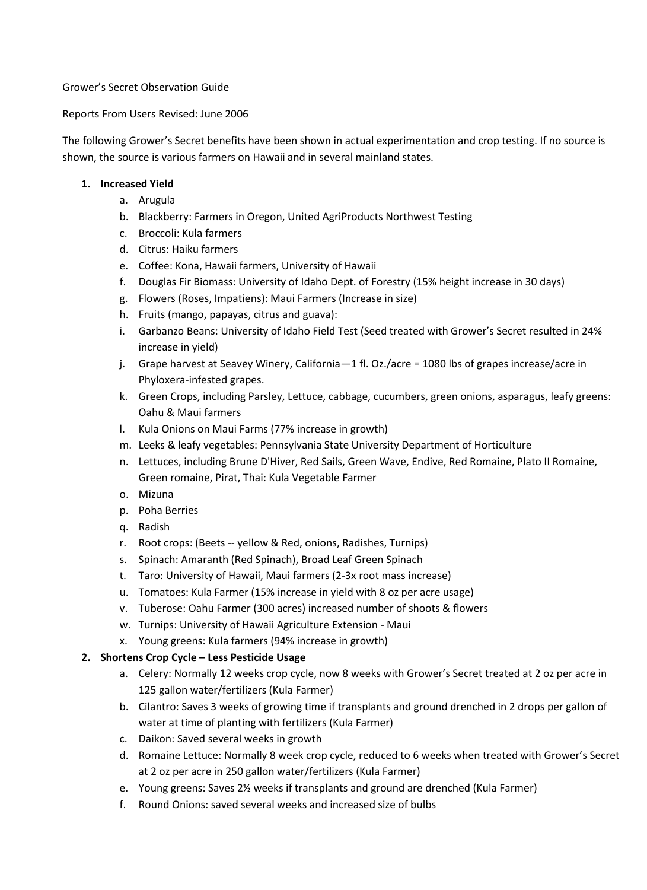Grower's Secret Observation Guide

Reports From Users Revised: June 2006

The following Grower's Secret benefits have been shown in actual experimentation and crop testing. If no source is shown, the source is various farmers on Hawaii and in several mainland states.

1. **Increased Yield**
    a. Arugula
    b. Blackberry: Farmers in Oregon, United AgriProducts Northwest Testing
    c. Broccoli: Kula farmers
    d. Citrus: Haiku farmers
    e. Coffee: Kona, Hawaii farmers, University of Hawaii
    f. Douglas Fir Biomass: University of Idaho Dept. of Forestry (15% height increase in 30 days)
    g. Flowers (Roses, Impatiens): Maui Farmers (Increase in size)
    h. Fruits (mango, papayas, citrus and guava):
    i. Garbanzo Beans: University of Idaho Field Test (Seed treated with Grower's Secret resulted in 24% increase in yield)
    j. Grape harvest at Seavey Winery, California—1 fl. Oz./acre = 1080 lbs of grapes increase/acre in Phyloxera-infested grapes.
    k. Green Crops, including Parsley, Lettuce, cabbage, cucumbers, green onions, asparagus, leafy greens: Oahu & Maui farmers
    l. Kula Onions on Maui Farms (77% increase in growth)
    m. Leeks & leafy vegetables: Pennsylvania State University Department of Horticulture
    n. Lettuces, including Brune D'Hiver, Red Sails, Green Wave, Endive, Red Romaine, Plato II Romaine, Green romaine, Pirat, Thai: Kula Vegetable Farmer
    o. Mizuna
    p. Poha Berries
    q. Radish
    r. Root crops: (Beets -- yellow & Red, onions, Radishes, Turnips)
    s. Spinach: Amaranth (Red Spinach), Broad Leaf Green Spinach
    t. Taro: University of Hawaii, Maui farmers (2-3x root mass increase)
    u. Tomatoes: Kula Farmer (15% increase in yield with 8 oz per acre usage)
    v. Tuberose: Oahu Farmer (300 acres) increased number of shoots & flowers
    w. Turnips: University of Hawaii Agriculture Extension - Maui
    x. Young greens: Kula farmers (94% increase in growth)
2. **Shortens Crop Cycle – Less Pesticide Usage**
    a. Celery: Normally 12 weeks crop cycle, now 8 weeks with Grower's Secret treated at 2 oz per acre in 125 gallon water/fertilizers (Kula Farmer)
    b. Cilantro: Saves 3 weeks of growing time if transplants and ground drenched in 2 drops per gallon of water at time of planting with fertilizers (Kula Farmer)
    c. Daikon: Saved several weeks in growth
    d. Romaine Lettuce: Normally 8 week crop cycle, reduced to 6 weeks when treated with Grower's Secret at 2 oz per acre in 250 gallon water/fertilizers (Kula Farmer)
    e. Young greens: Saves 2½ weeks if transplants and ground are drenched (Kula Farmer)
    f. Round Onions: saved several weeks and increased size of bulbs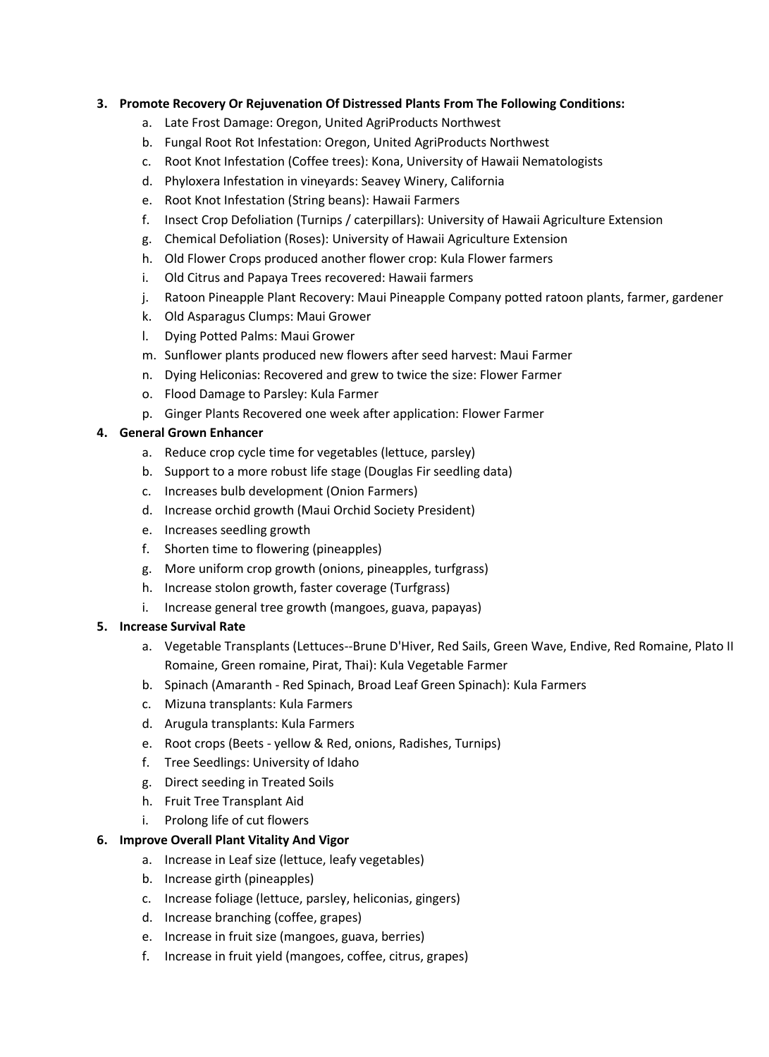3. **Promote Recovery Or Rejuvenation Of Distressed Plants From The Following Conditions:**
    a. Late Frost Damage: Oregon, United AgriProducts Northwest
    b. Fungal Root Rot Infestation: Oregon, United AgriProducts Northwest
    c. Root Knot Infestation (Coffee trees): Kona, University of Hawaii Nematologists
    d. Phyloxera Infestation in vineyards: Seavey Winery, California
    e. Root Knot Infestation (String beans): Hawaii Farmers
    f. Insect Crop Defoliation (Turnips / caterpillars): University of Hawaii Agriculture Extension
    g. Chemical Defoliation (Roses): University of Hawaii Agriculture Extension
    h. Old Flower Crops produced another flower crop: Kula Flower farmers
    i. Old Citrus and Papaya Trees recovered: Hawaii farmers
    j. Ratoon Pineapple Plant Recovery: Maui Pineapple Company potted ratoon plants, farmer, gardener
    k. Old Asparagus Clumps: Maui Grower
    l. Dying Potted Palms: Maui Grower
    m. Sunflower plants produced new flowers after seed harvest: Maui Farmer
    n. Dying Heliconias: Recovered and grew to twice the size: Flower Farmer
    o. Flood Damage to Parsley: Kula Farmer
    p. Ginger Plants Recovered one week after application: Flower Farmer
4. **General Grown Enhancer**
    a. Reduce crop cycle time for vegetables (lettuce, parsley)
    b. Support to a more robust life stage (Douglas Fir seedling data)
    c. Increases bulb development (Onion Farmers)
    d. Increase orchid growth (Maui Orchid Society President)
    e. Increases seedling growth
    f. Shorten time to flowering (pineapples)
    g. More uniform crop growth (onions, pineapples, turfgrass)
    h. Increase stolon growth, faster coverage (Turfgrass)
    i. Increase general tree growth (mangoes, guava, papayas)
5. **Increase Survival Rate**
    a. Vegetable Transplants (Lettuces--Brune D'Hiver, Red Sails, Green Wave, Endive, Red Romaine, Plato II Romaine, Green romaine, Pirat, Thai): Kula Vegetable Farmer
    b. Spinach (Amaranth - Red Spinach, Broad Leaf Green Spinach): Kula Farmers
    c. Mizuna transplants: Kula Farmers
    d. Arugula transplants: Kula Farmers
    e. Root crops (Beets - yellow & Red, onions, Radishes, Turnips)
    f. Tree Seedlings: University of Idaho
    g. Direct seeding in Treated Soils
    h. Fruit Tree Transplant Aid
    i. Prolong life of cut flowers
6. **Improve Overall Plant Vitality And Vigor**
    a. Increase in Leaf size (lettuce, leafy vegetables)
    b. Increase girth (pineapples)
    c. Increase foliage (lettuce, parsley, heliconias, gingers)
    d. Increase branching (coffee, grapes)
    e. Increase in fruit size (mangoes, guava, berries)
    f. Increase in fruit yield (mangoes, coffee, citrus, grapes)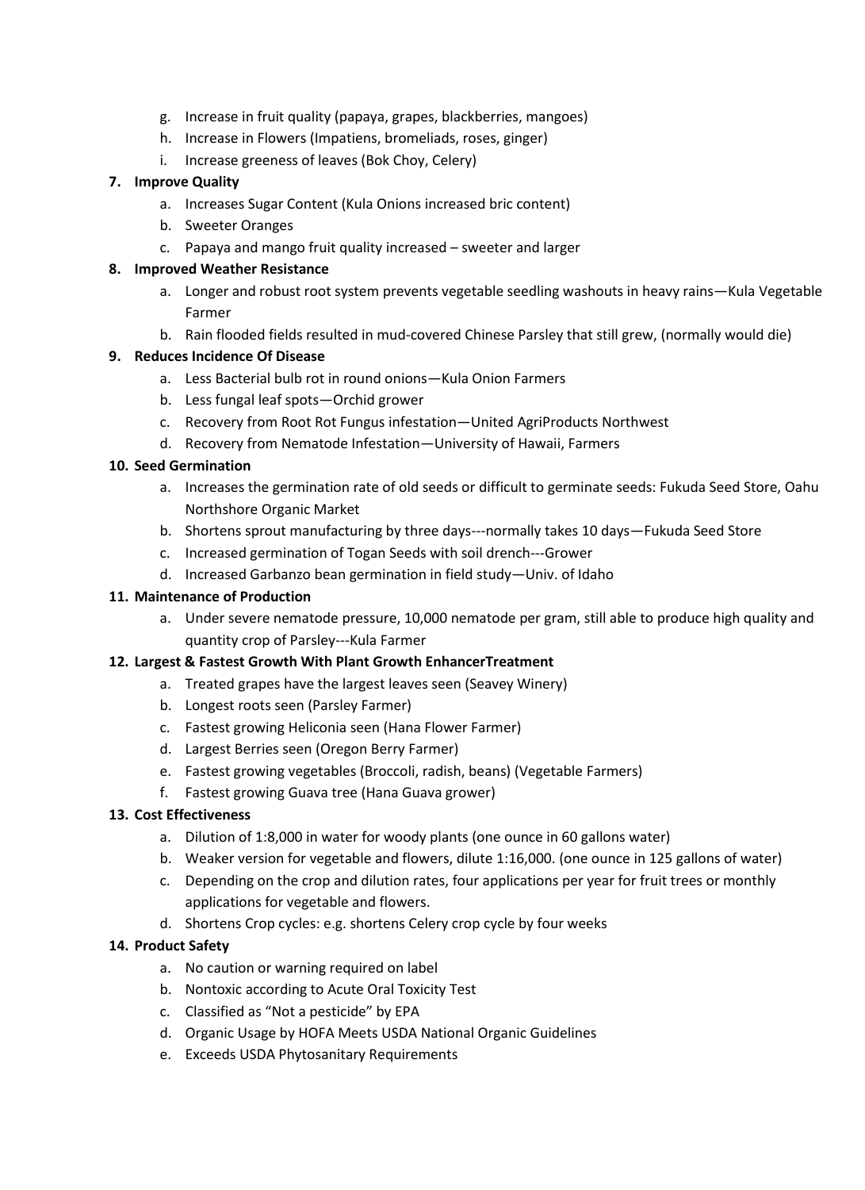g. Increase in fruit quality (papaya, grapes, blackberries, mangoes)
h. Increase in Flowers (Impatiens, bromeliads, roses, ginger)
i. Increase greeness of leaves (Bok Choy, Celery)

**7. Improve Quality**

a. Increases Sugar Content (Kula Onions increased bric content)
b. Sweeter Oranges
c. Papaya and mango fruit quality increased – sweeter and larger

**8. Improved Weather Resistance**

a. Longer and robust root system prevents vegetable seedling washouts in heavy rains—Kula Vegetable Farmer
b. Rain flooded fields resulted in mud-covered Chinese Parsley that still grew, (normally would die)

**9. Reduces Incidence Of Disease**

a. Less Bacterial bulb rot in round onions—Kula Onion Farmers
b. Less fungal leaf spots—Orchid grower
c. Recovery from Root Rot Fungus infestation—United AgriProducts Northwest
d. Recovery from Nematode Infestation—University of Hawaii, Farmers

**10. Seed Germination**

a. Increases the germination rate of old seeds or difficult to germinate seeds: Fukuda Seed Store, Oahu Northshore Organic Market
b. Shortens sprout manufacturing by three days---normally takes 10 days—Fukuda Seed Store
c. Increased germination of Togan Seeds with soil drench---Grower
d. Increased Garbanzo bean germination in field study—Univ. of Idaho

**11. Maintenance of Production**

a. Under severe nematode pressure, 10,000 nematode per gram, still able to produce high quality and quantity crop of Parsley---Kula Farmer

**12. Largest & Fastest Growth With Plant Growth EnhancerTreatment**

a. Treated grapes have the largest leaves seen (Seavey Winery)
b. Longest roots seen (Parsley Farmer)
c. Fastest growing Heliconia seen (Hana Flower Farmer)
d. Largest Berries seen (Oregon Berry Farmer)
e. Fastest growing vegetables (Broccoli, radish, beans) (Vegetable Farmers)
f. Fastest growing Guava tree (Hana Guava grower)

**13. Cost Effectiveness**

a. Dilution of 1:8,000 in water for woody plants (one ounce in 60 gallons water)
b. Weaker version for vegetable and flowers, dilute 1:16,000. (one ounce in 125 gallons of water)
c. Depending on the crop and dilution rates, four applications per year for fruit trees or monthly applications for vegetable and flowers.
d. Shortens Crop cycles: e.g. shortens Celery crop cycle by four weeks

**14. Product Safety**

a. No caution or warning required on label
b. Nontoxic according to Acute Oral Toxicity Test
c. Classified as "Not a pesticide" by EPA
d. Organic Usage by HOFA Meets USDA National Organic Guidelines
e. Exceeds USDA Phytosanitary Requirements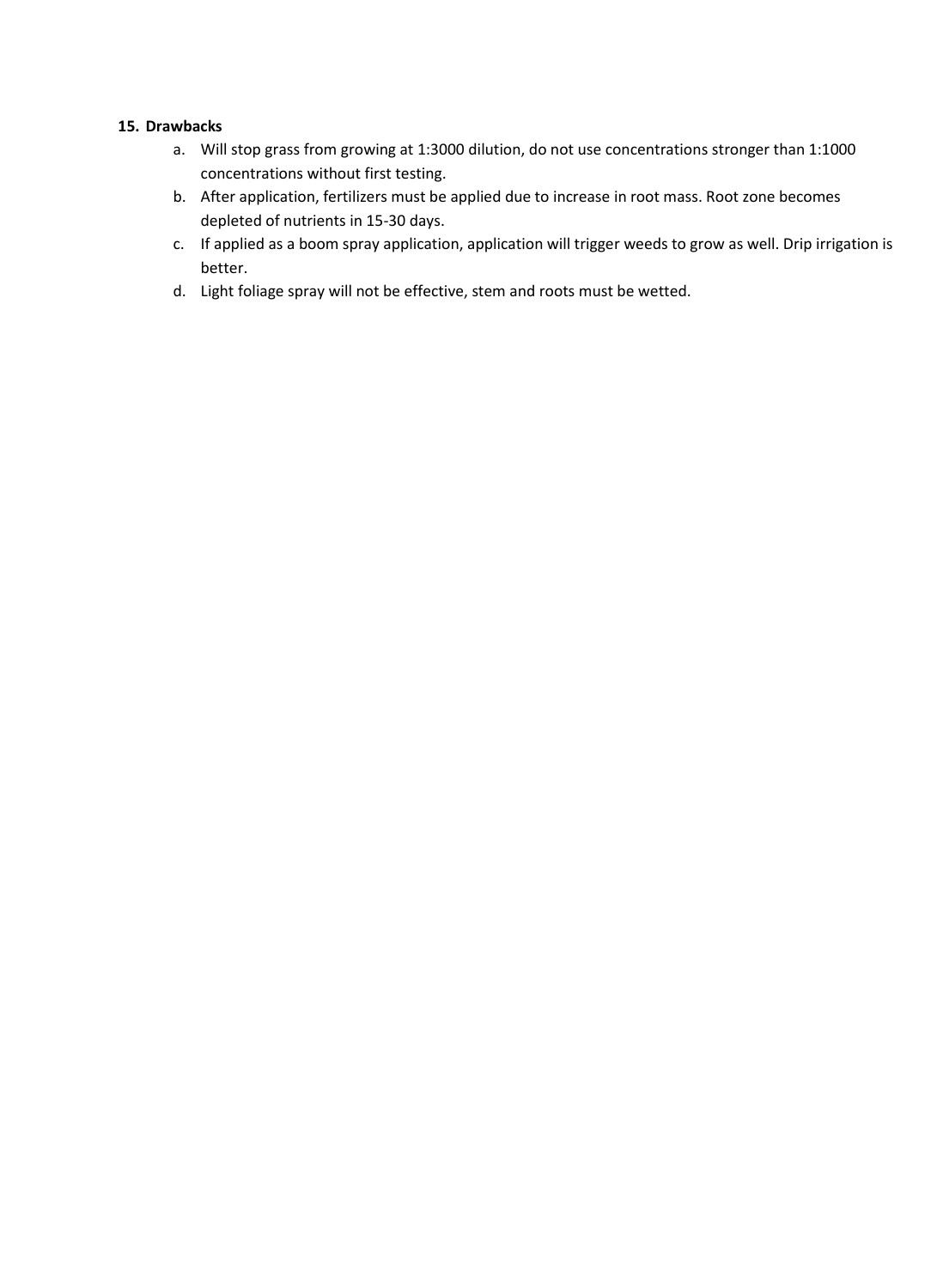15. **Drawbacks**

    a. Will stop grass from growing at 1:3000 dilution, do not use concentrations stronger than 1:1000 concentrations without first testing.

    b. After application, fertilizers must be applied due to increase in root mass. Root zone becomes depleted of nutrients in 15-30 days.

    c. If applied as a boom spray application, application will trigger weeds to grow as well. Drip irrigation is better.

    d. Light foliage spray will not be effective, stem and roots must be wetted.